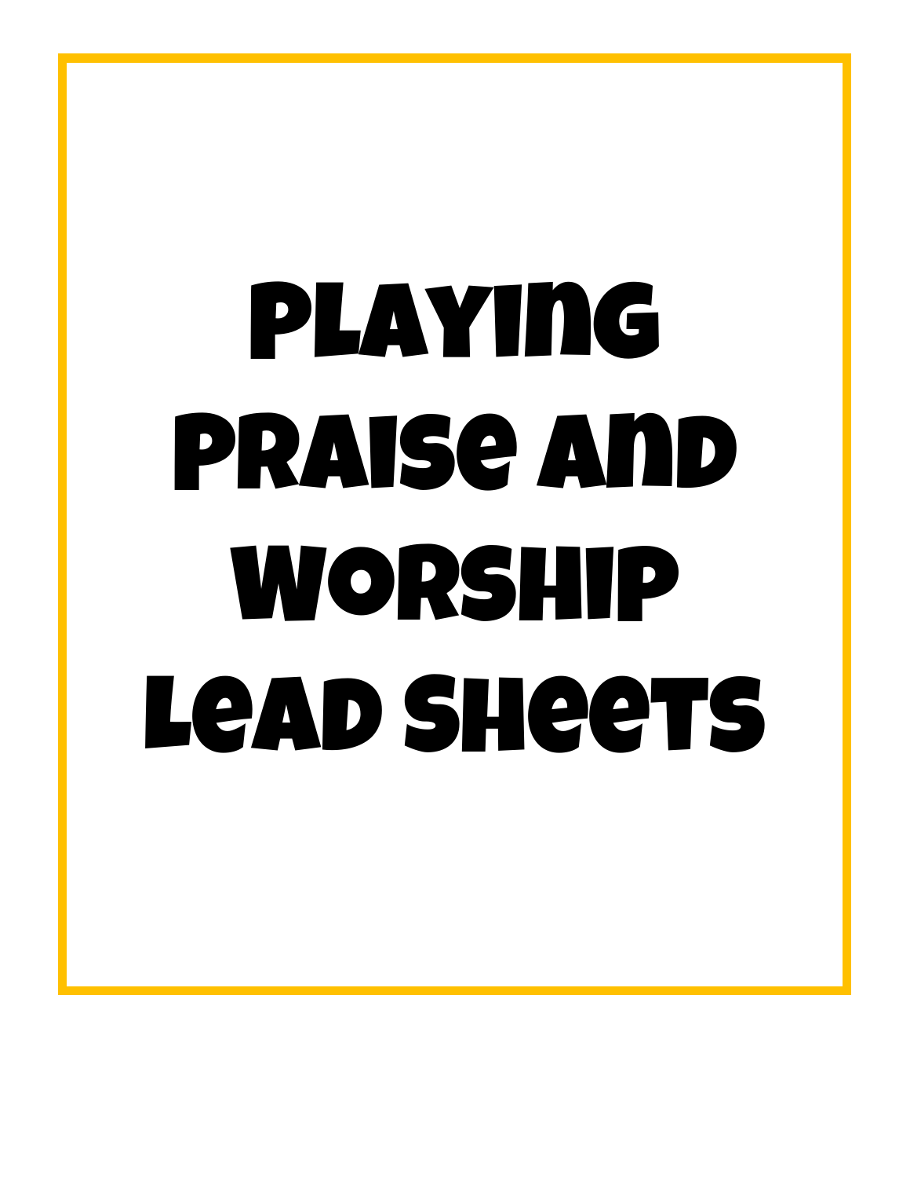# Playing Praise and Worship Lead Sheets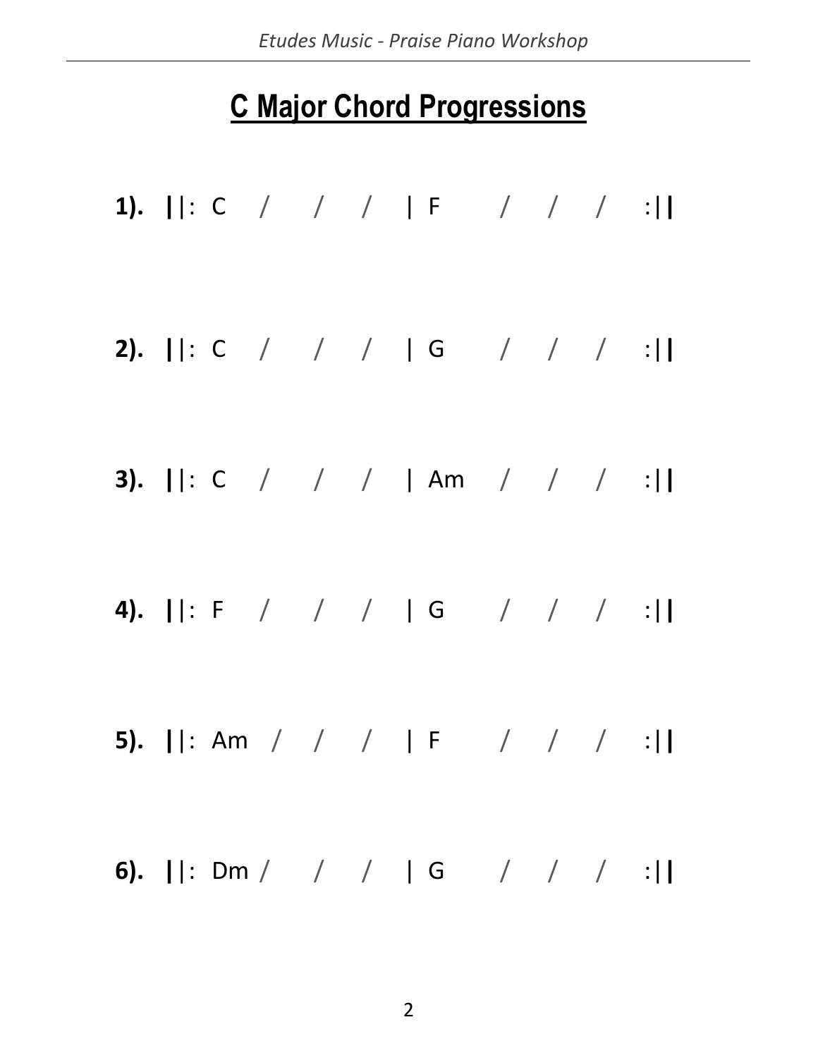# C Major Chord Progressions

**1).** ||: C / / / | F / / / :||

**2).** ||: C / / / | G / / / :||

**3).** ||: C / / / | Am / / / :||

**4).** ||: F / / / | G / / / :||

**5).** ||: Am / / / | F / / / :||

**6).** ||: Dm / / / | G / / / :||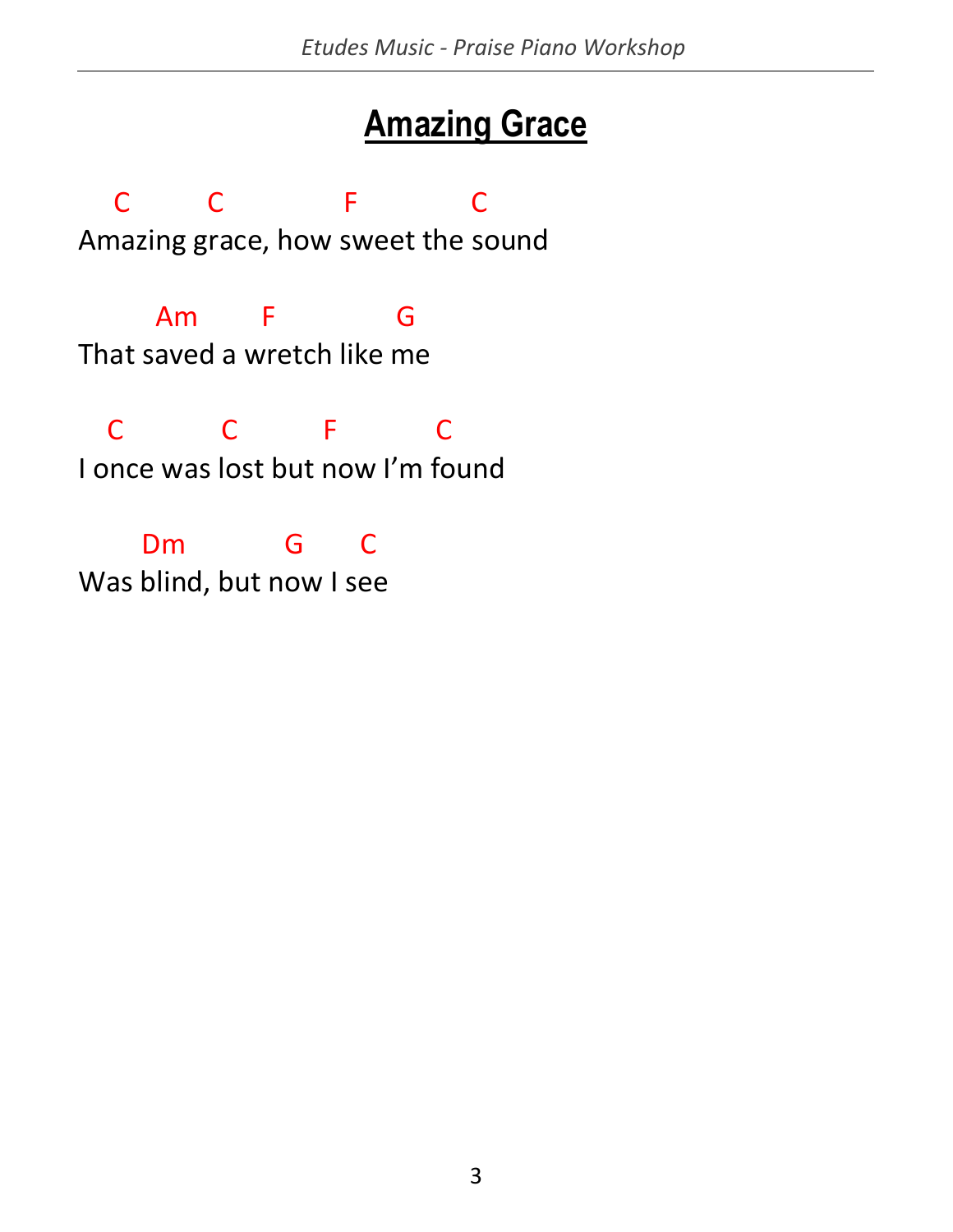# Amazing Grace

```
   C        C            F           C
Amazing grace, how sweet the sound

       Am       F            G
That saved a wretch like me

   C          C          F          C
I once was lost but now I'm found

      Dm           G       C
Was blind, but now I see
```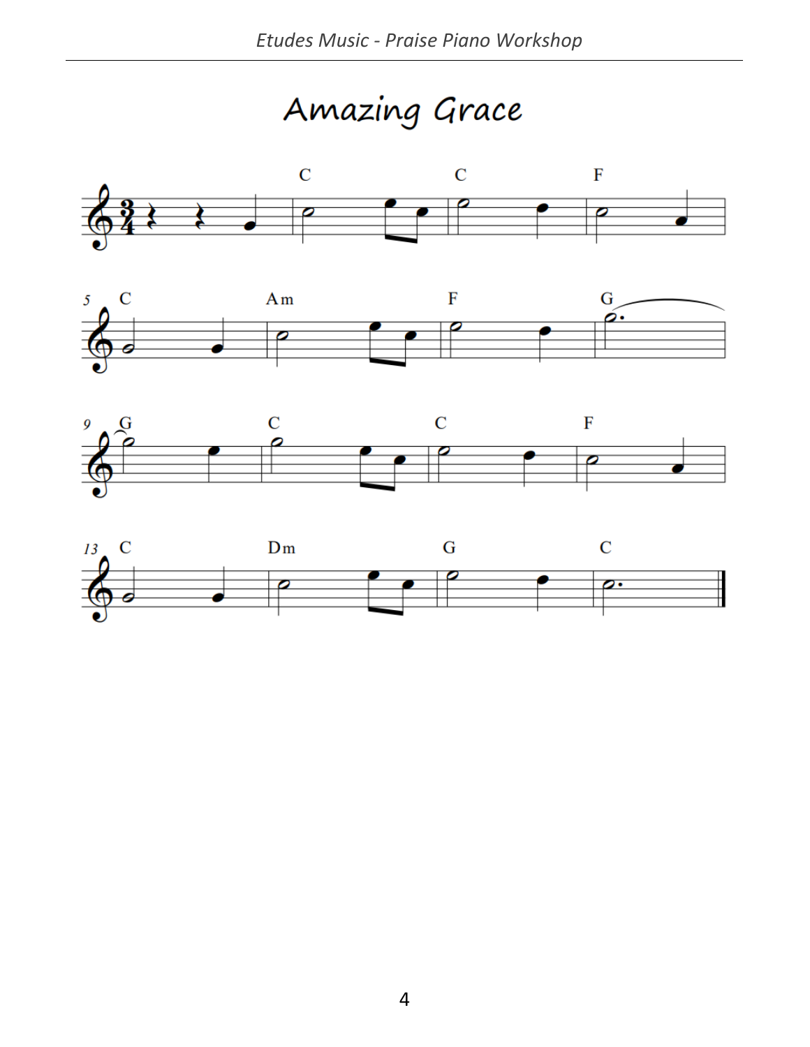# Amazing Grace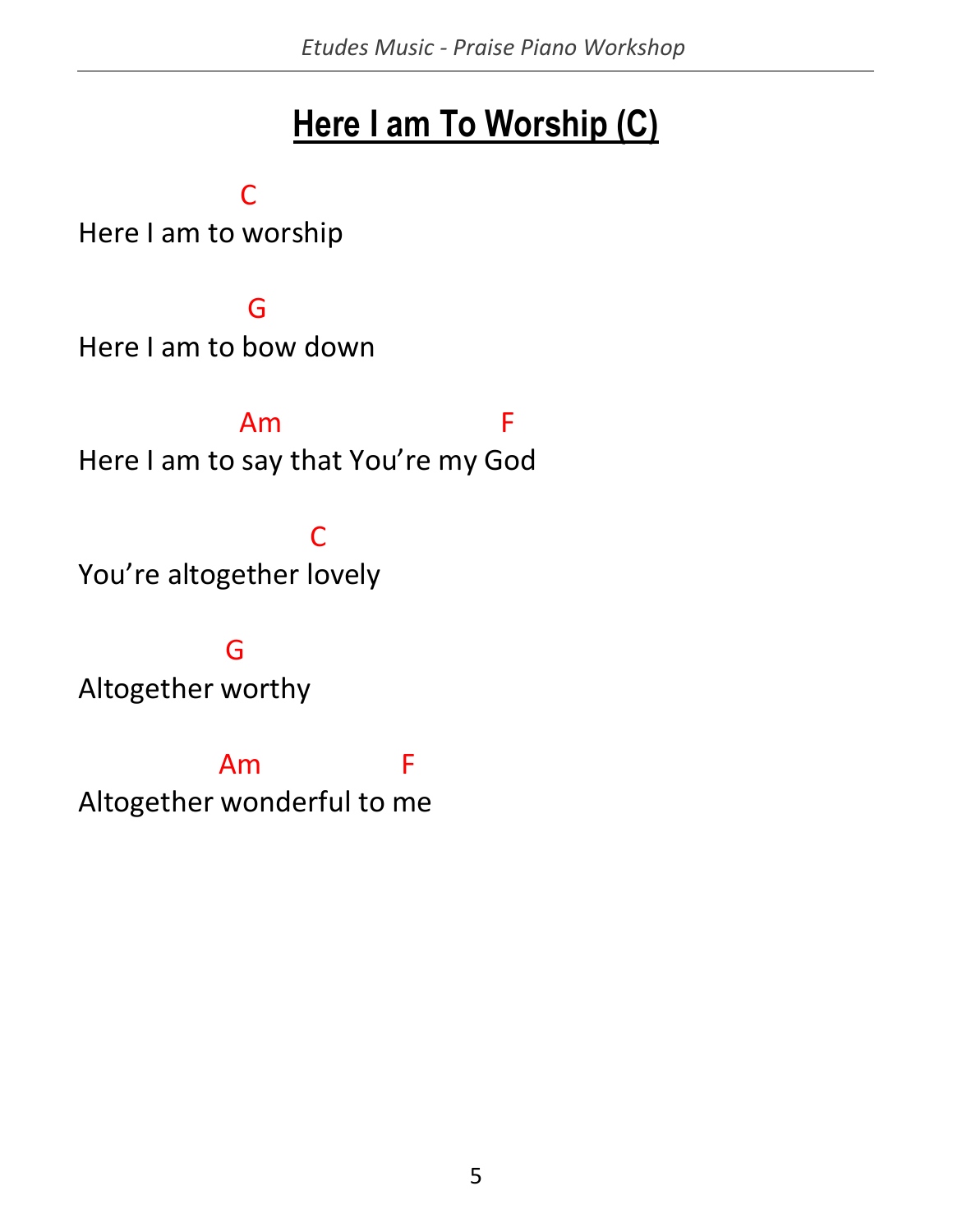# Here I am To Worship (C)

```
                C
Here I am to worship

                 G
Here I am to bow down

                Am                   F
Here I am to say that You're my God

                       C
You're altogether lovely

               G
Altogether worthy

              Am           F
Altogether wonderful to me
```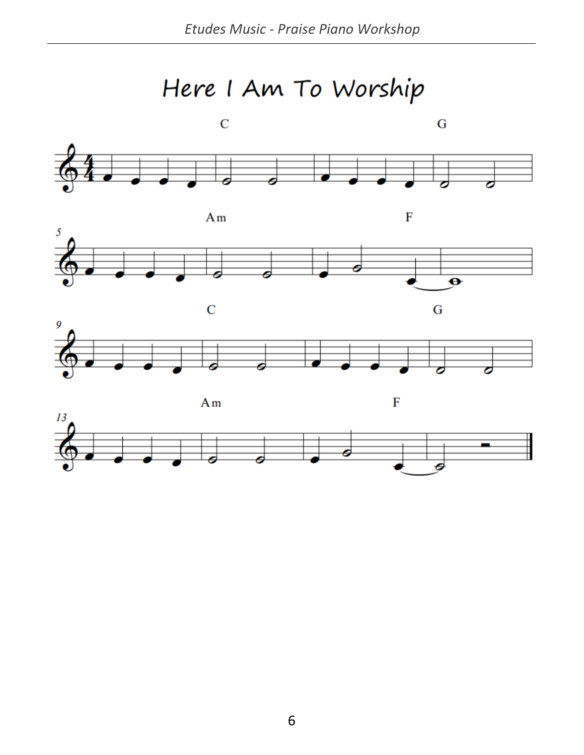# Here I Am To Worship

C G

Am F

C G

Am F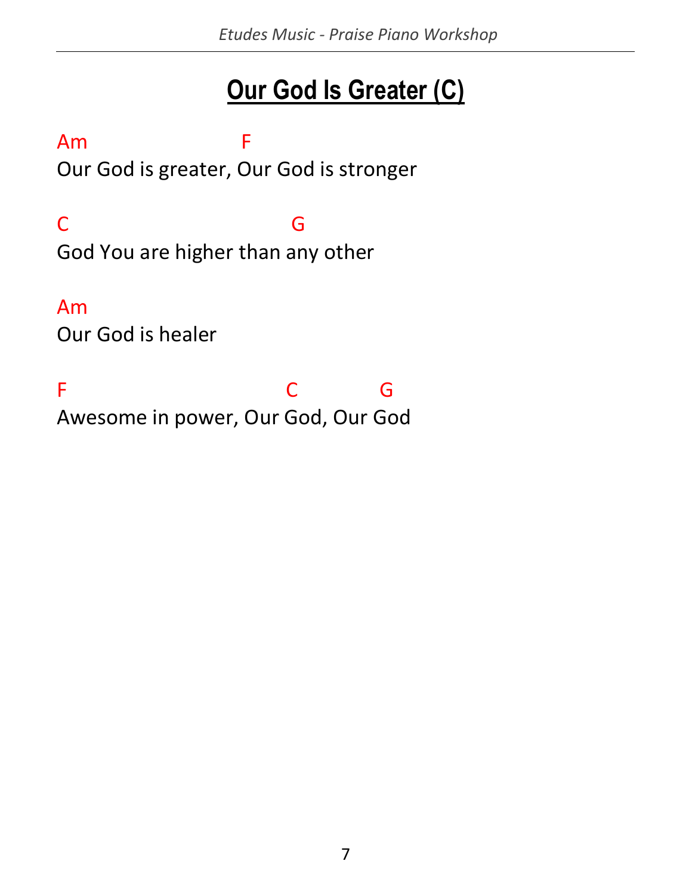# Our God Is Greater (C)

```
Am                   F
Our God is greater, Our God is stronger

C                            G
God You are higher than any other

Am
Our God is healer

F                           C          G
Awesome in power, Our God, Our God
```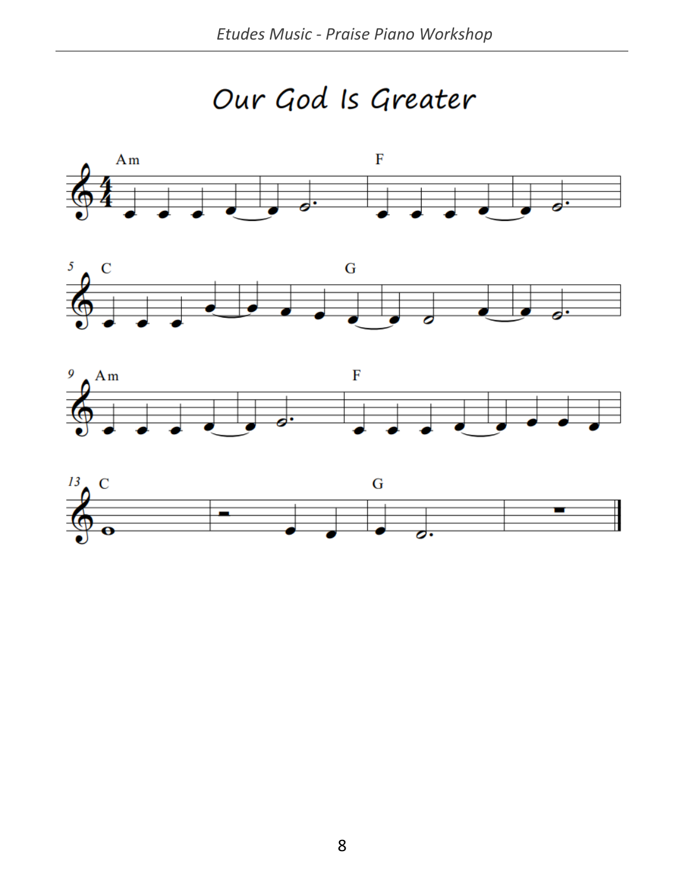# Our God Is Greater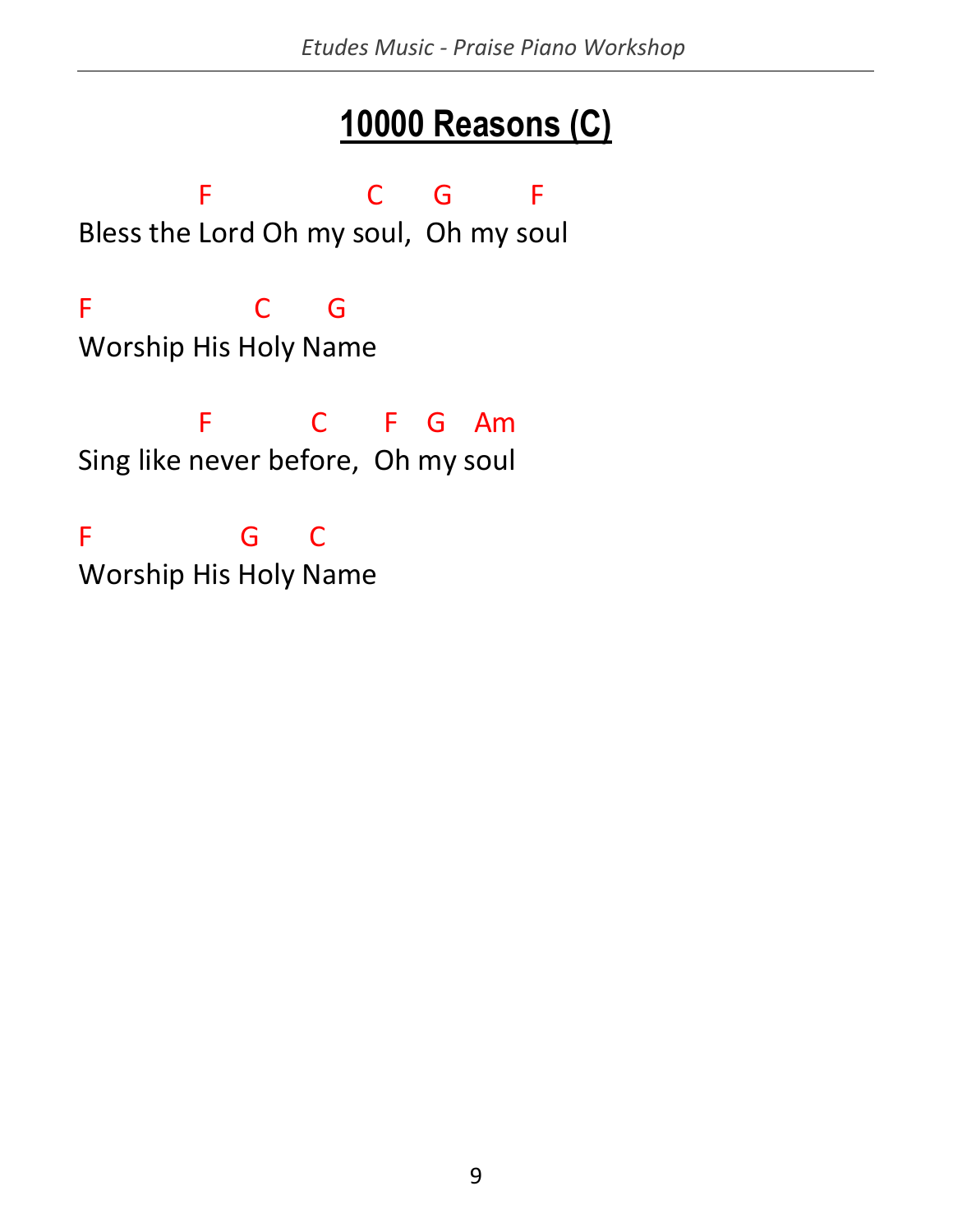# 10000 Reasons (C)

```
           F             C     G        F
Bless the Lord Oh my soul,  Oh my soul

F              C      G
Worship His Holy Name

           F         C      F   G   Am
Sing like never before,  Oh my soul

F             G      C
Worship His Holy Name
```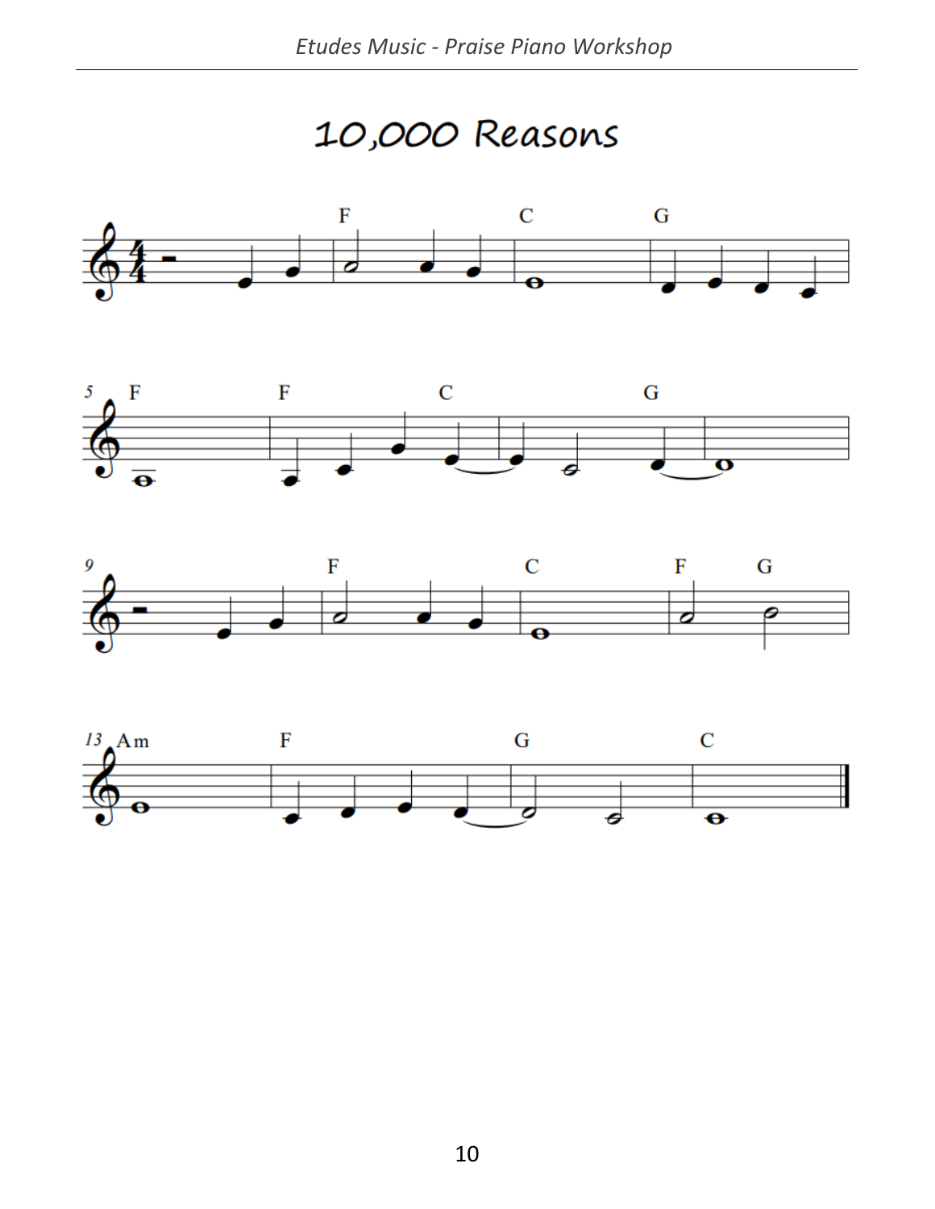# 10,000 Reasons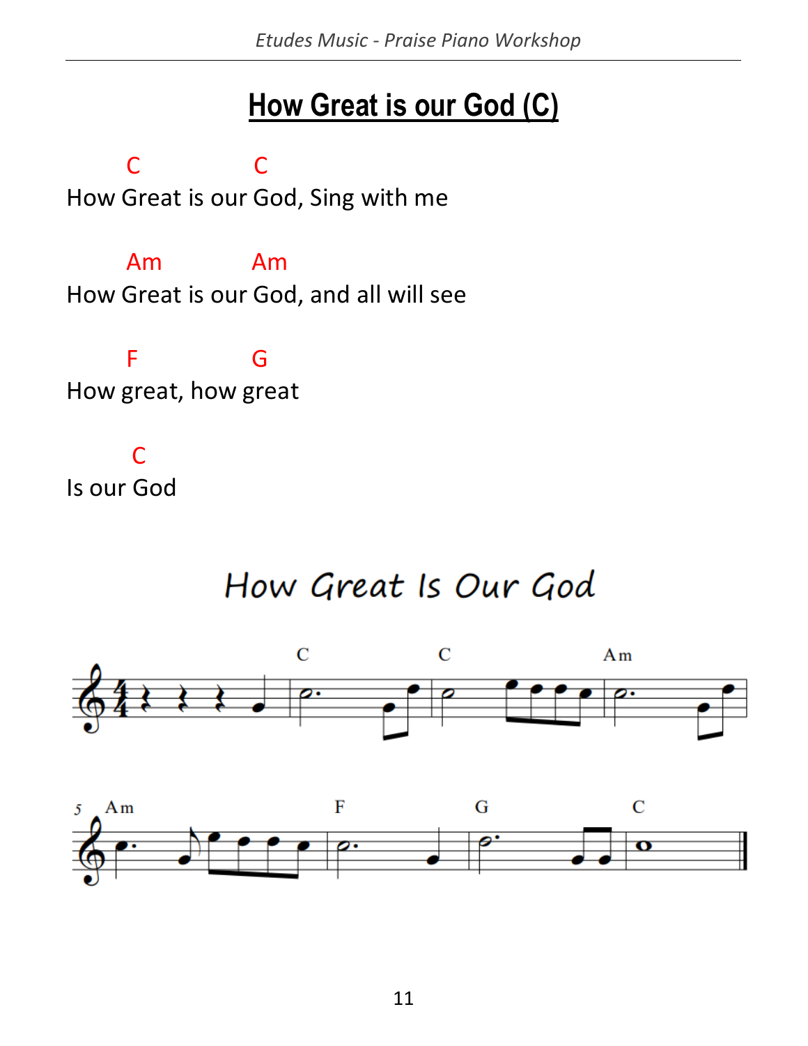# How Great is our God (C)

```
        C               C
How Great is our God, Sing with me

        Am              Am
How Great is our God, and all will see

        F               G
How great, how great

        C
Is our God
```

## How Great Is Our God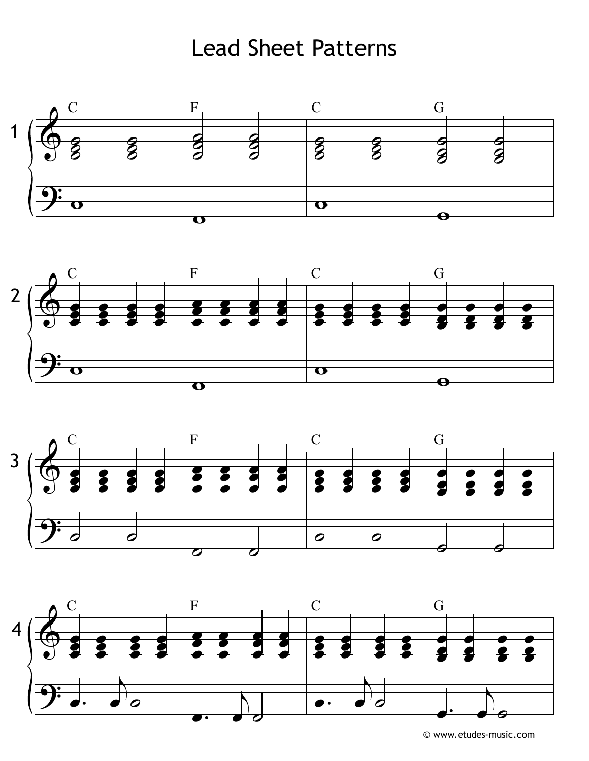# Lead Sheet Patterns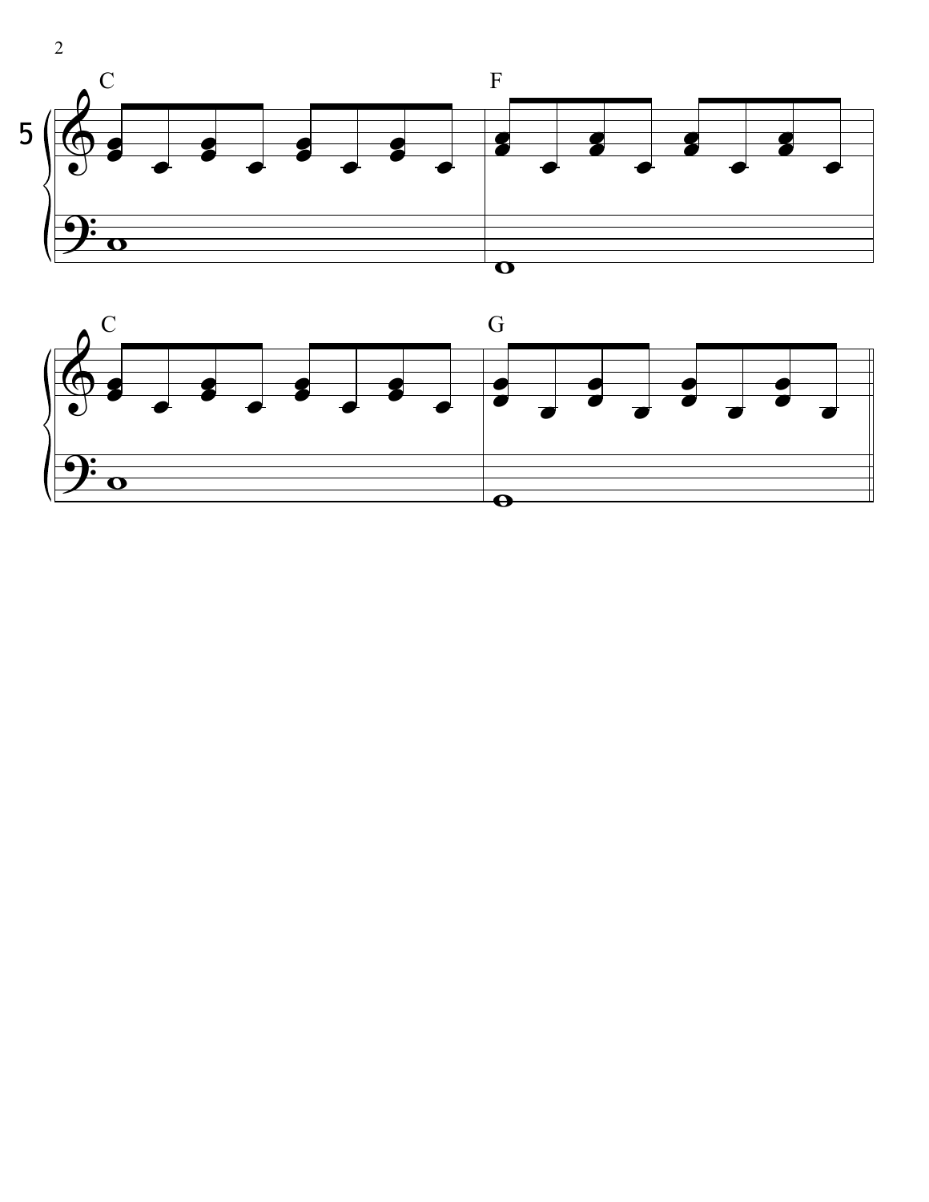5

C F

C G